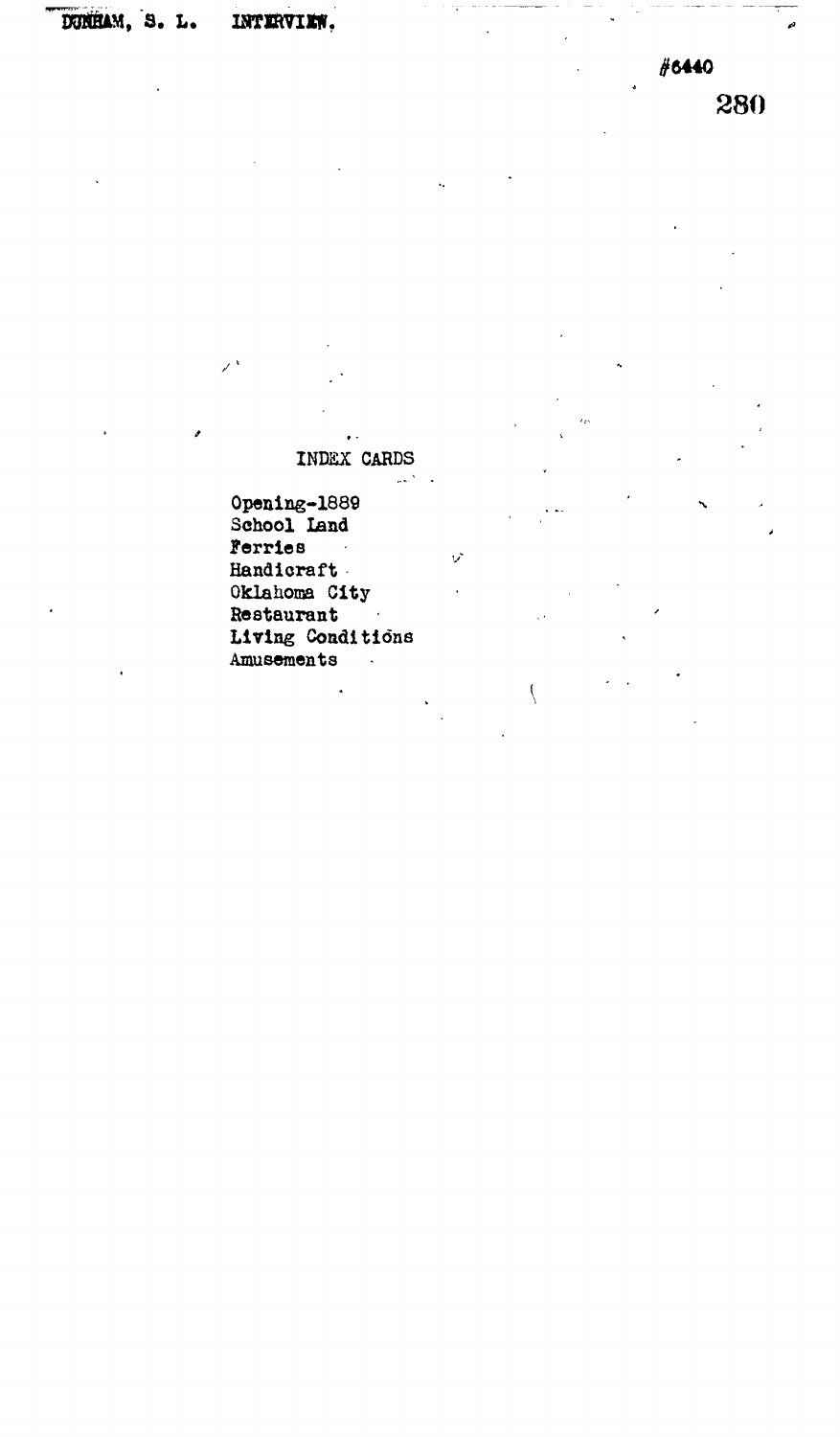DUNHAM, S. L. INTERVIEW.

#6440

INDEX CARDS

Opening-1889
School Land
Ferries
Handicraft
Oklahoma City
Restaurant
Living Conditions
Amusements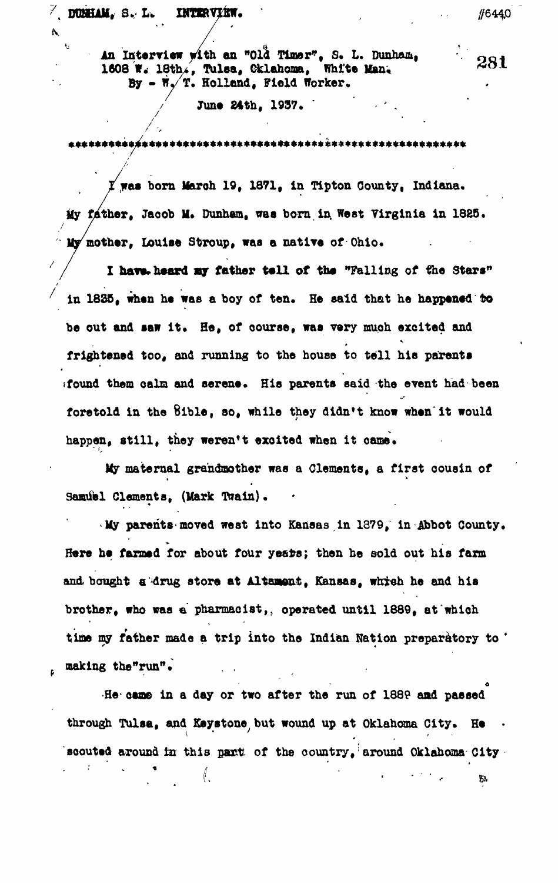DUNHAM, S. L. INTERVIEW. #6440

An Interview with an "Old Timer", S. L. Dunham, 1608 W. 18th, Tulsa, Oklahoma, White Man.
By - W. T. Holland, Field Worker.

June 24th, 1937.

**********************************************************

I was born March 19, 1871, in Tipton County, Indiana. My father, Jacob M. Dunham, was born in West Virginia in 1825. My mother, Louise Stroup, was a native of Ohio.

I have heard my father tell of the "Falling of the Stars" in 1835, when he was a boy of ten. He said that he happened to be out and saw it. He, of course, was very much excited and frightened too, and running to the house to tell his parents found them calm and serene. His parents said the event had been foretold in the Bible, so, while they didn't know when it would happen, still, they weren't excited when it came.

My maternal grandmother was a Clements, a first cousin of Samuel Clements, (Mark Twain).

My parents moved west into Kansas in 1879, in Abbot County. Here he farmed for about four years; then he sold out his farm and bought a drug store at Altamont, Kansas, which he and his brother, who was a pharmacist, operated until 1889, at which time my father made a trip into the Indian Nation preparatory to making the "run".

He came in a day or two after the run of 1889 and passed through Tulsa, and Keystone but wound up at Oklahoma City. He scouted around in this part of the country, around Oklahoma City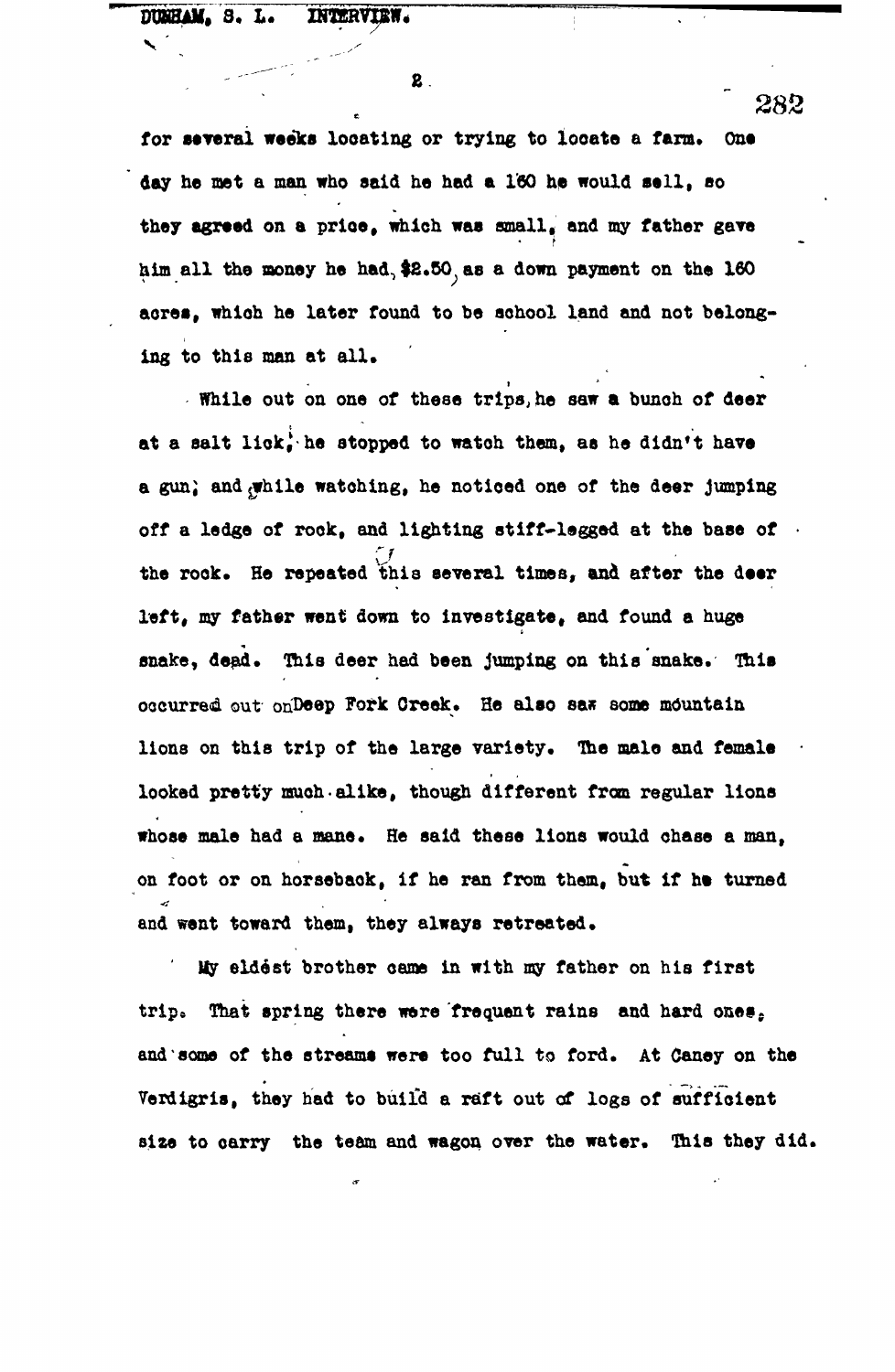for several weeks locating or trying to locate a farm. One day he met a man who said he had a 160 he would sell, so they agreed on a price, which was small, and my father gave him all the money he had, $2.50, as a down payment on the 160 acres, which he later found to be school land and not belonging to this man at all.

While out on one of these trips, he saw a bunch of deer at a salt lick; he stopped to watch them, as he didn't have a gun; and while watching, he noticed one of the deer jumping off a ledge of rock, and lighting stiff-legged at the base of the rock. He repeated this several times, and after the deer left, my father went down to investigate, and found a huge snake, dead. This deer had been jumping on this snake. This occurred out on Deep Fork Creek. He also saw some mountain lions on this trip of the large variety. The male and female looked pretty much alike, though different from regular lions whose male had a mane. He said these lions would chase a man, on foot or on horseback, if he ran from them, but if he turned and went toward them, they always retreated.

My eldest brother came in with my father on his first trip. That spring there were frequent rains and hard ones, and some of the streams were too full to ford. At Caney on the Verdigris, they had to build a raft out of logs of sufficient size to carry the team and wagon over the water. This they did.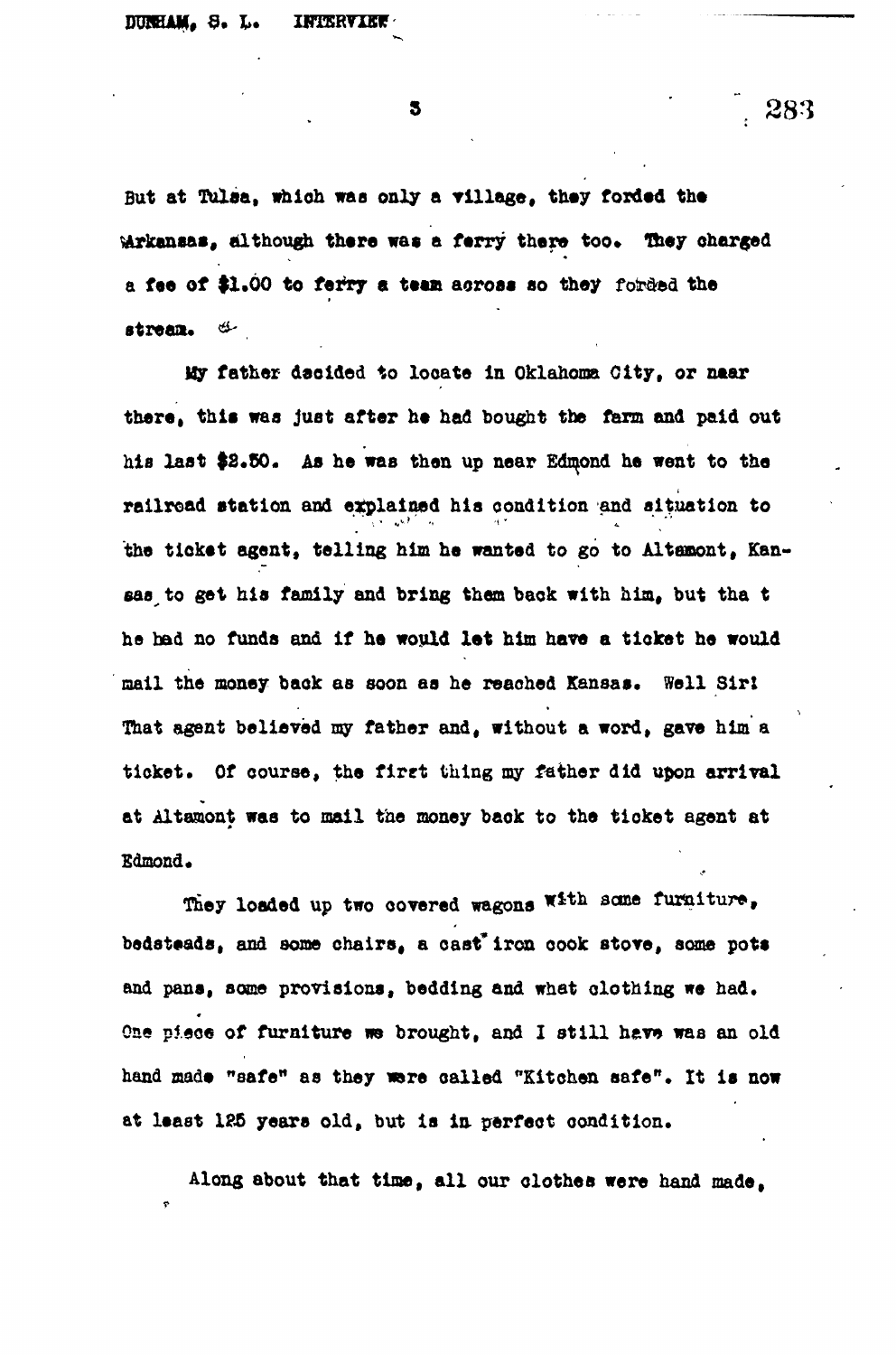But at Tulsa, which was only a village, they forded the Arkansas, although there was a ferry there too. They charged a fee of $1.00 to ferry a team across so they forded the stream.

My father decided to locate in Oklahoma City, or near there, this was just after he had bought the farm and paid out his last $2.50. As he was then up near Edmond he went to the railroad station and explained his condition and situation to the ticket agent, telling him he wanted to go to Altamont, Kansas to get his family and bring them back with him, but tha t he had no funds and if he would let him have a ticket he would mail the money back as soon as he reached Kansas. Well Sir! That agent believed my father and, without a word, gave him a ticket. Of course, the first thing my father did upon arrival at Altamont was to mail the money back to the ticket agent at Edmond.

They loaded up two covered wagons with some furniture, bedsteads, and some chairs, a cast iron cook stove, some pots and pans, some provisions, bedding and what clothing we had. One piece of furniture we brought, and I still have was an old hand made "safe" as they were called "Kitchen safe". It is now at least 125 years old, but is in perfect condition.

Along about that time, all our clothes were hand made,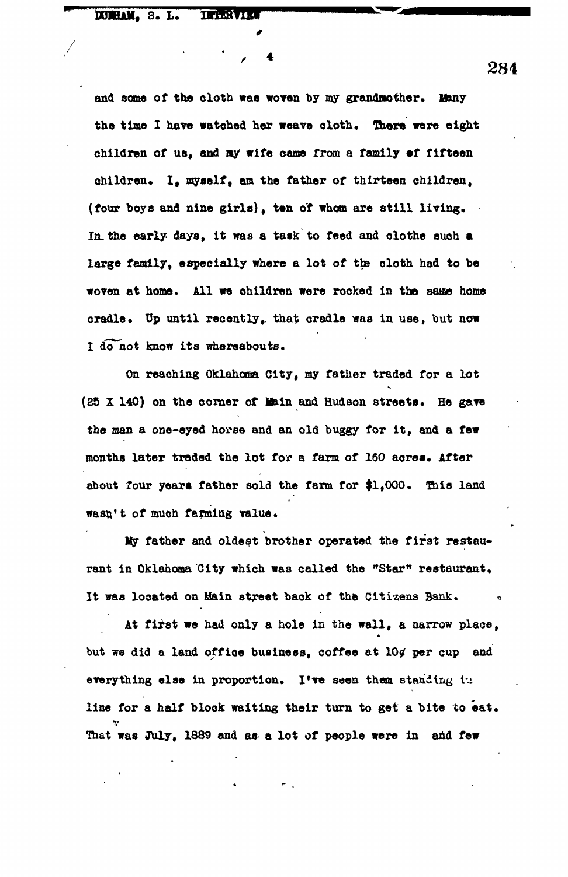and some of the cloth was woven by my grandmother. Many the time I have watched her weave cloth. There were eight children of us, and my wife came from a family of fifteen children. I, myself, am the father of thirteen children, (four boys and nine girls), ten of whom are still living. In the early days, it was a task to feed and clothe such a large family, especially where a lot of the cloth had to be woven at home. All we children were rocked in the same home cradle. Up until recently, that cradle was in use, but now I do not know its whereabouts.

On reaching Oklahoma City, my father traded for a lot (25 X 140) on the corner of Main and Hudson streets. He gave the man a one-eyed horse and an old buggy for it, and a few months later traded the lot for a farm of 160 acres. After about four years father sold the farm for $1,000. This land wasn't of much farming value.

My father and oldest brother operated the first restaurant in Oklahoma City which was called the "Star" restaurant. It was located on Main street back of the Citizens Bank.

At first we had only a hole in the wall, a narrow place, but we did a land office business, coffee at 10¢ per cup and everything else in proportion. I've seen them standing in line for a half block waiting their turn to get a bite to eat. That was July, 1889 and as a lot of people were in and few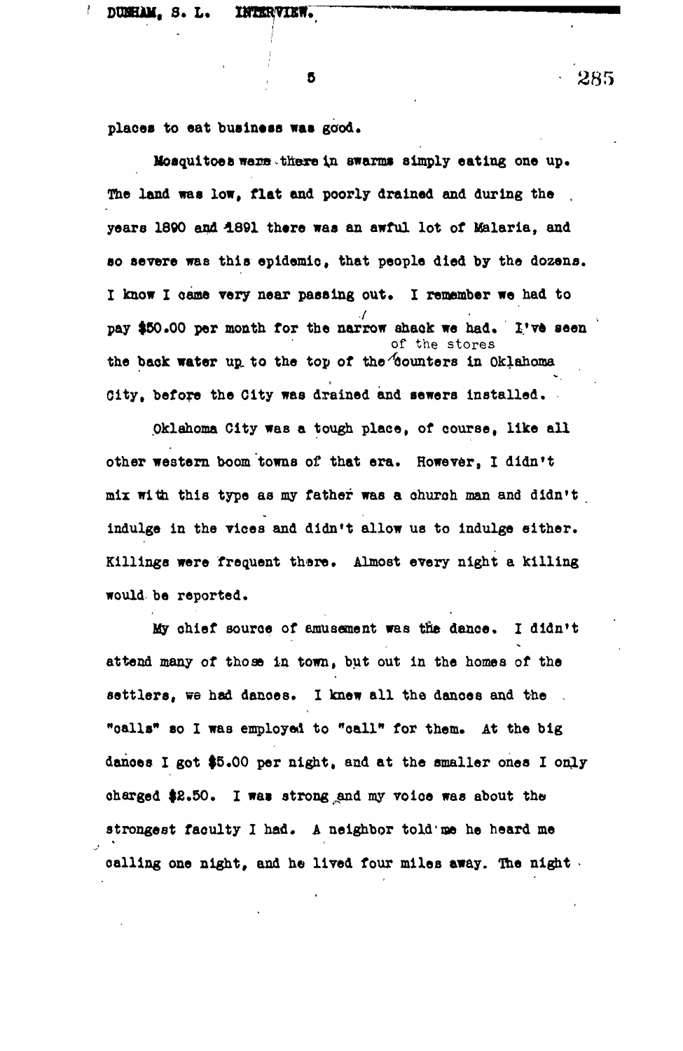places to eat business was good.

Mosquitoes were there in swarms simply eating one up. The land was low, flat and poorly drained and during the years 1890 and 1891 there was an awful lot of Malaria, and so severe was this epidemic, that people died by the dozens. I know I came very near passing out. I remember we had to pay $50.00 per month for the narrow shack we had. I've seen the back water up to the top of the counters of the stores in Oklahoma City, before the City was drained and sewers installed.

Oklahoma City was a tough place, of course, like all other western boom towns of that era. However, I didn't mix with this type as my father was a church man and didn't indulge in the vices and didn't allow us to indulge either. Killings were frequent there. Almost every night a killing would be reported.

My chief source of amusement was the dance. I didn't attend many of those in town, but out in the homes of the settlers, we had dances. I knew all the dances and the "calls" so I was employed to "call" for them. At the big dances I got $5.00 per night, and at the smaller ones I only charged $2.50. I was strong and my voice was about the strongest faculty I had. A neighbor told me he heard me calling one night, and he lived four miles away. The night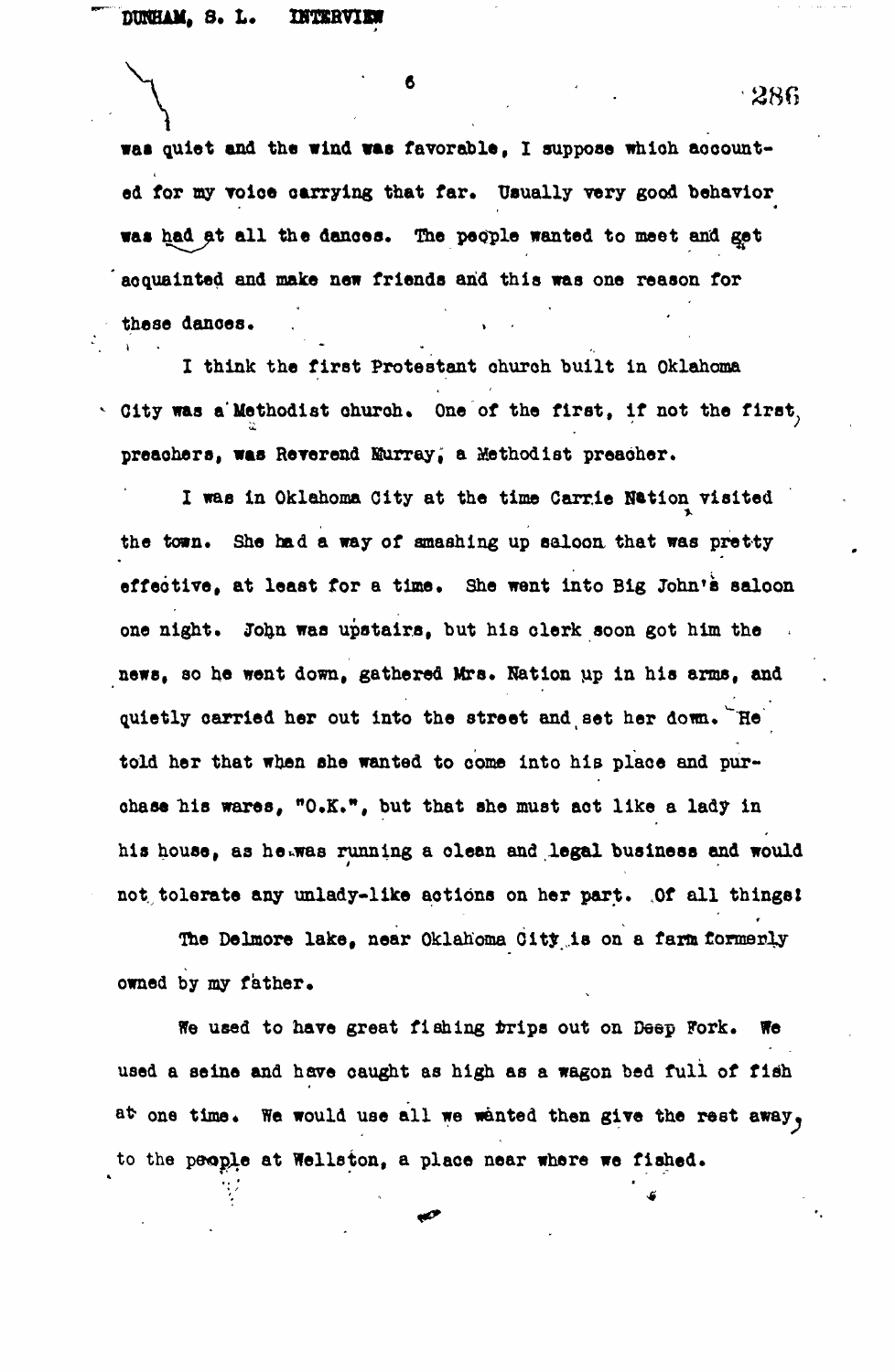was quiet and the wind was favorable, I suppose which accounted for my voice carrying that far. Usually very good behavior was had at all the dances. The people wanted to meet and get acquainted and make new friends and this was one reason for these dances.

I think the first Protestant church built in Oklahoma City was a Methodist church. One of the first, if not the first, preachers, was Reverend Murray, a Methodist preacher.

I was in Oklahoma City at the time Carrie Nation visited the town. She had a way of smashing up saloon that was pretty effective, at least for a time. She went into Big John's saloon one night. John was upstairs, but his clerk soon got him the news, so he went down, gathered Mrs. Nation up in his arms, and quietly carried her out into the street and set her down. He told her that when she wanted to come into his place and purchase his wares, "O.K.", but that she must act like a lady in his house, as he was running a clean and legal business and would not tolerate any unlady-like actions on her part. Of all things!

The Delmore lake, near Oklahoma City is on a farm formerly owned by my father.

We used to have great fishing trips out on Deep Fork. We used a seine and have caught as high as a wagon bed full of fish at one time. We would use all we wanted then give the rest away, to the people at Wellston, a place near where we fished.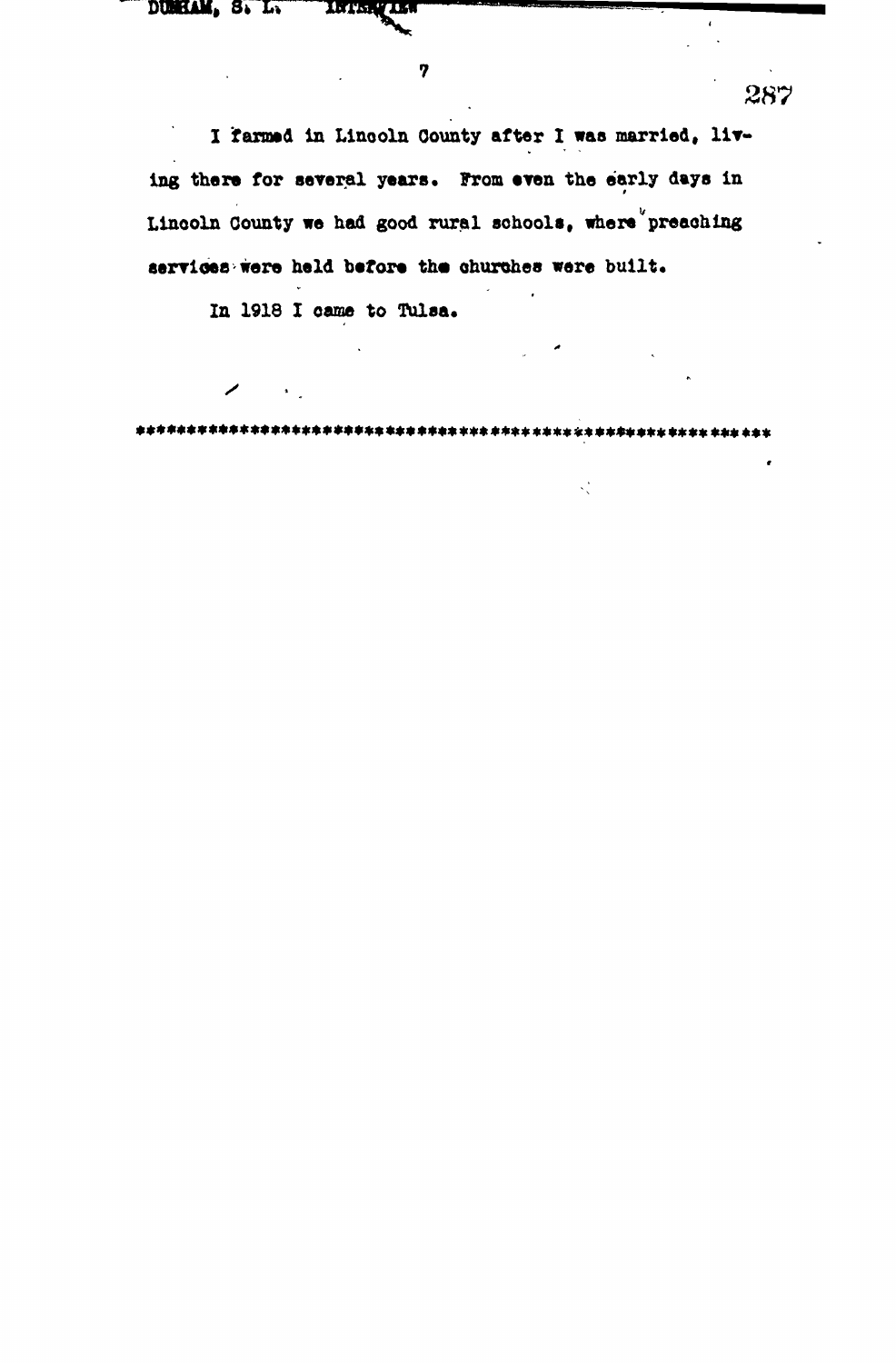I farmed in Lincoln County after I was married, living there for several years. From even the early days in Lincoln County we had good rural schools, where preaching services were held before the churches were built.

In 1918 I came to Tulsa.

*****************************************************************